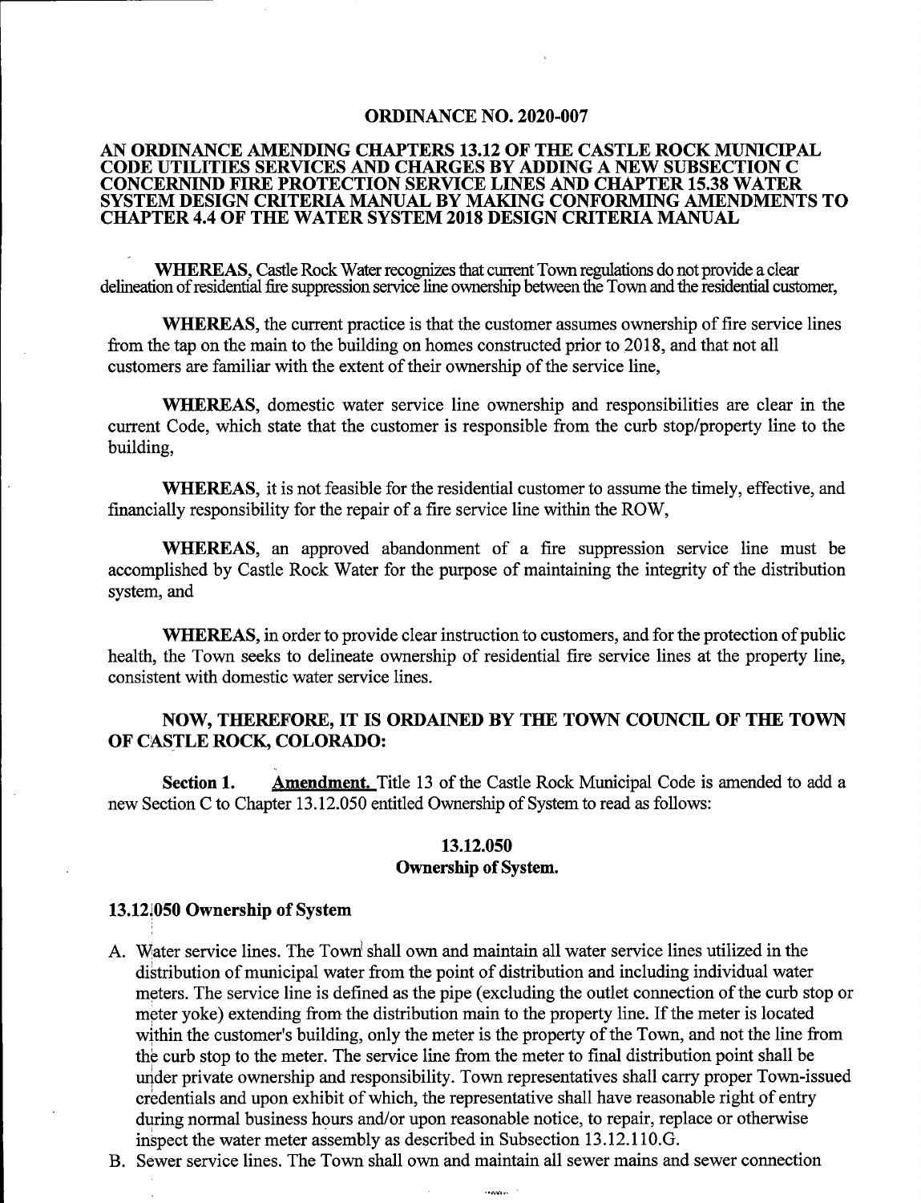# ORDINANCE NO. 2020-007

## AN ORDINANCE AMENDING CHAPTERS 13.12 OF THE CASTLE ROCK MUNICIPAL CODE UTILITIES SERVICES AND CHARGES BY ADDING A NEW SUBSECTION C CONCERNIND FIRE PROTECTION SERVICE LINES AND CHAPTER 15.38 WATER SYSTEM DESIGN CRITERIA MANUAL BY MAKING CONFORMING AMENDMENTS TO CHAPTER 4.4 OF THE WATER SYSTEM 2018 DESIGN CRITERIA MANUAL

**WHEREAS,** Castle Rock Water recognizes that current Town regulations do not provide a clear delineation of residential fire suppression service line ownership between the Town and the residential customer,

**WHEREAS,** the current practice is that the customer assumes ownership of fire service lines from the tap on the main to the building on homes constructed prior to 2018, and that not all customers are familiar with the extent of their ownership of the service line,

**WHEREAS,** domestic water service line ownership and responsibilities are clear in the current Code, which state that the customer is responsible from the curb stop/property line to the building,

**WHEREAS,** it is not feasible for the residential customer to assume the timely, effective, and financially responsibility for the repair of a fire service line within the ROW,

**WHEREAS,** an approved abandonment of a fire suppression service line must be accomplished by Castle Rock Water for the purpose of maintaining the integrity of the distribution system, and

**WHEREAS,** in order to provide clear instruction to customers, and for the protection of public health, the Town seeks to delineate ownership of residential fire service lines at the property line, consistent with domestic water service lines.

**NOW, THEREFORE, IT IS ORDAINED BY THE TOWN COUNCIL OF THE TOWN OF CASTLE ROCK, COLORADO:**

**Section 1.** **Amendment.** Title 13 of the Castle Rock Municipal Code is amended to add a new Section C to Chapter 13.12.050 entitled Ownership of System to read as follows:

**13.12.050**
**Ownership of System.**

### 13.12.050 Ownership of System

A. Water service lines. The Town shall own and maintain all water service lines utilized in the distribution of municipal water from the point of distribution and including individual water meters. The service line is defined as the pipe (excluding the outlet connection of the curb stop or meter yoke) extending from the distribution main to the property line. If the meter is located within the customer's building, only the meter is the property of the Town, and not the line from the curb stop to the meter. The service line from the meter to final distribution point shall be under private ownership and responsibility. Town representatives shall carry proper Town-issued credentials and upon exhibit of which, the representative shall have reasonable right of entry during normal business hours and/or upon reasonable notice, to repair, replace or otherwise inspect the water meter assembly as described in Subsection 13.12.110.G.

B. Sewer service lines. The Town shall own and maintain all sewer mains and sewer connection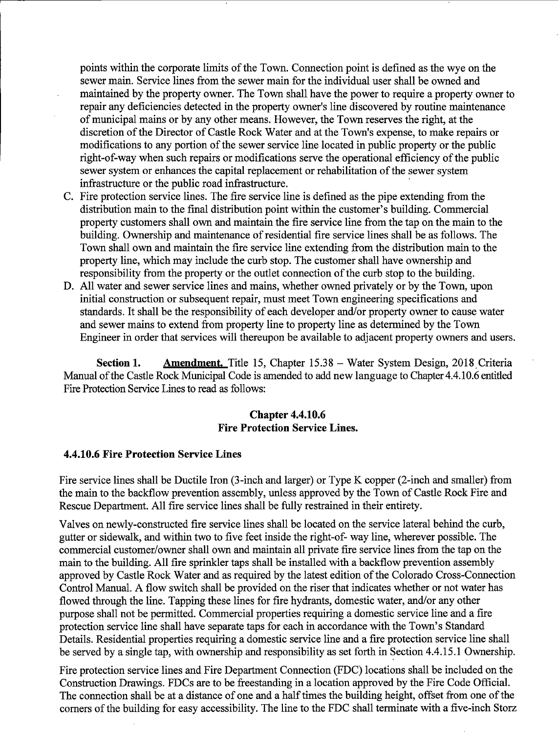points within the corporate limits of the Town. Connection point is defined as the wye on the sewer main. Service lines from the sewer main for the individual user shall be owned and maintained by the property owner. The Town shall have the power to require a property owner to repair any deficiencies detected in the property owner's line discovered by routine maintenance of municipal mains or by any other means. However, the Town reserves the right, at the discretion of the Director of Castle Rock Water and at the Town's expense, to make repairs or modifications to any portion of the sewer service line located in public property or the public right-of-way when such repairs or modifications serve the operational efficiency of the public sewer system or enhances the capital replacement or rehabilitation of the sewer system infrastructure or the public road infrastructure.

C. Fire protection service lines. The fire service line is defined as the pipe extending from the distribution main to the final distribution point within the customer's building. Commercial property customers shall own and maintain the fire service line from the tap on the main to the building. Ownership and maintenance of residential fire service lines shall be as follows. The Town shall own and maintain the fire service line extending from the distribution main to the property line, which may include the curb stop. The customer shall have ownership and responsibility from the property or the outlet connection of the curb stop to the building.

D. All water and sewer service lines and mains, whether owned privately or by the Town, upon initial construction or subsequent repair, must meet Town engineering specifications and standards. It shall be the responsibility of each developer and/or property owner to cause water and sewer mains to extend from property line to property line as determined by the Town Engineer in order that services will thereupon be available to adjacent property owners and users.

**Section 1.** **Amendment.** Title 15, Chapter 15.38 – Water System Design, 2018 Criteria Manual of the Castle Rock Municipal Code is amended to add new language to Chapter 4.4.10.6 entitled Fire Protection Service Lines to read as follows:

**Chapter 4.4.10.6**
**Fire Protection Service Lines.**

**4.4.10.6 Fire Protection Service Lines**

Fire service lines shall be Ductile Iron (3-inch and larger) or Type K copper (2-inch and smaller) from the main to the backflow prevention assembly, unless approved by the Town of Castle Rock Fire and Rescue Department. All fire service lines shall be fully restrained in their entirety.

Valves on newly-constructed fire service lines shall be located on the service lateral behind the curb, gutter or sidewalk, and within two to five feet inside the right-of- way line, wherever possible. The commercial customer/owner shall own and maintain all private fire service lines from the tap on the main to the building. All fire sprinkler taps shall be installed with a backflow prevention assembly approved by Castle Rock Water and as required by the latest edition of the Colorado Cross-Connection Control Manual. A flow switch shall be provided on the riser that indicates whether or not water has flowed through the line. Tapping these lines for fire hydrants, domestic water, and/or any other purpose shall not be permitted. Commercial properties requiring a domestic service line and a fire protection service line shall have separate taps for each in accordance with the Town's Standard Details. Residential properties requiring a domestic service line and a fire protection service line shall be served by a single tap, with ownership and responsibility as set forth in Section 4.4.15.1 Ownership.

Fire protection service lines and Fire Department Connection (FDC) locations shall be included on the Construction Drawings. FDCs are to be freestanding in a location approved by the Fire Code Official. The connection shall be at a distance of one and a half times the building height, offset from one of the corners of the building for easy accessibility. The line to the FDC shall terminate with a five-inch Storz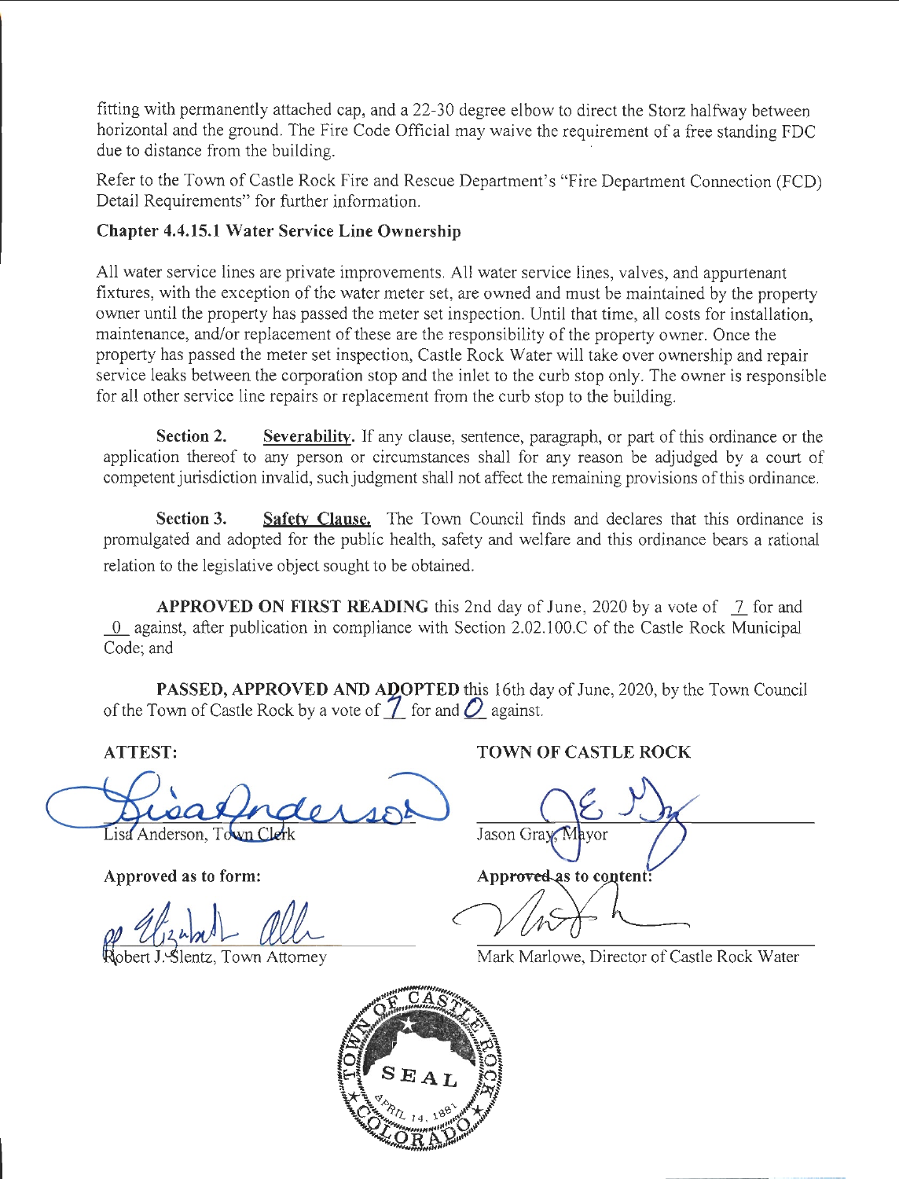fitting with permanently attached cap, and a 22-30 degree elbow to direct the Storz halfway between horizontal and the ground. The Fire Code Official may waive the requirement of a free standing FDC due to distance from the building.

Refer to the Town of Castle Rock Fire and Rescue Department's "Fire Department Connection (FCD) Detail Requirements" for further information.

**Chapter 4.4.15.1 Water Service Line Ownership**

All water service lines are private improvements. All water service lines, valves, and appurtenant fixtures, with the exception of the water meter set, are owned and must be maintained by the property owner until the property has passed the meter set inspection. Until that time, all costs for installation, maintenance, and/or replacement of these are the responsibility of the property owner. Once the property has passed the meter set inspection, Castle Rock Water will take over ownership and repair service leaks between the corporation stop and the inlet to the curb stop only. The owner is responsible for all other service line repairs or replacement from the curb stop to the building.

**Section 2.** **Severability.** If any clause, sentence, paragraph, or part of this ordinance or the application thereof to any person or circumstances shall for any reason be adjudged by a court of competent jurisdiction invalid, such judgment shall not affect the remaining provisions of this ordinance.

**Section 3.** **Safety Clause.** The Town Council finds and declares that this ordinance is promulgated and adopted for the public health, safety and welfare and this ordinance bears a rational relation to the legislative object sought to be obtained.

**APPROVED ON FIRST READING** this 2nd day of June, 2020 by a vote of 7 for and 0 against, after publication in compliance with Section 2.02.100.C of the Castle Rock Municipal Code; and

**PASSED, APPROVED AND ADOPTED** this 16th day of June, 2020, by the Town Council of the Town of Castle Rock by a vote of 7 for and 0 against.

**ATTEST:**

Lisa Anderson, Town Clerk

**Approved as to form:**

Robert J. Slentz, Town Attorney

**TOWN OF CASTLE ROCK**

Jason Gray, Mayor

**Approved as to content:**

Mark Marlowe, Director of Castle Rock Water

TOWN OF CASTLE ROCK SEAL APRIL 14, 1881 COLORADO